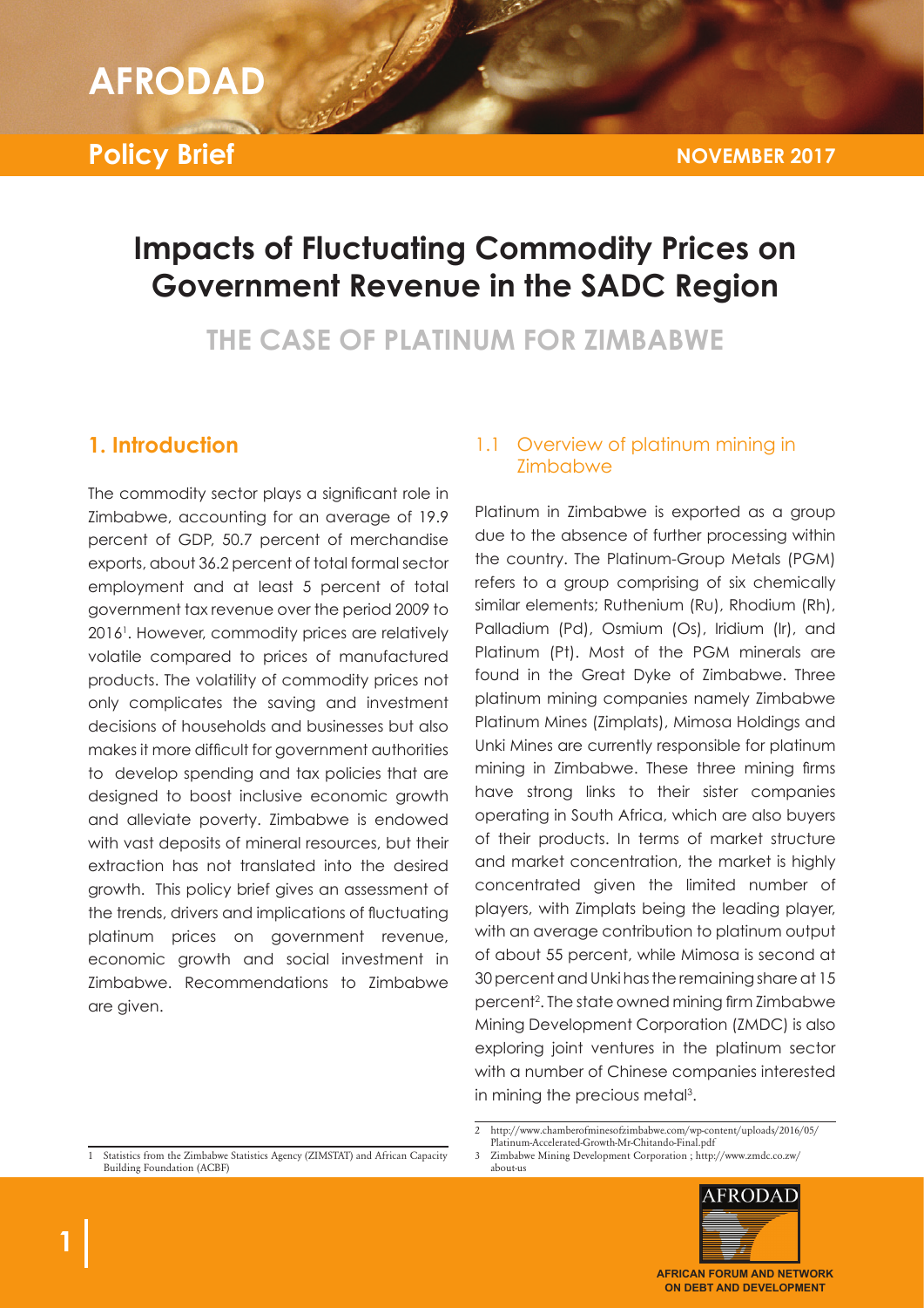AFRODAD

Policy Brief

NOVEMBER 2017

# Impacts of Fluctuating Commodity Prices on Government Revenue in the SADC Region

## THE CASE OF PLATINUM FOR ZIMBABWE

## 1. Introduction

The commodity sector plays a significant role in Zimbabwe, accounting for an average of 19.9 percent of GDP, 50.7 percent of merchandise exports, about 36.2 percent of total formal sector employment and at least 5 percent of total government tax revenue over the period 2009 to 2016[1]. However, commodity prices are relatively volatile compared to prices of manufactured products. The volatility of commodity prices not only complicates the saving and investment decisions of households and businesses but also makes it more difficult for government authorities to develop spending and tax policies that are designed to boost inclusive economic growth and alleviate poverty. Zimbabwe is endowed with vast deposits of mineral resources, but their extraction has not translated into the desired growth. This policy brief gives an assessment of the trends, drivers and implications of fluctuating platinum prices on government revenue, economic growth and social investment in Zimbabwe. Recommendations to Zimbabwe are given.

### 1.1 Overview of platinum mining in Zimbabwe

Platinum in Zimbabwe is exported as a group due to the absence of further processing within the country. The Platinum-Group Metals (PGM) refers to a group comprising of six chemically similar elements; Ruthenium (Ru), Rhodium (Rh), Palladium (Pd), Osmium (Os), Iridium (Ir), and Platinum (Pt). Most of the PGM minerals are found in the Great Dyke of Zimbabwe. Three platinum mining companies namely Zimbabwe Platinum Mines (Zimplats), Mimosa Holdings and Unki Mines are currently responsible for platinum mining in Zimbabwe. These three mining firms have strong links to their sister companies operating in South Africa, which are also buyers of their products. In terms of market structure and market concentration, the market is highly concentrated given the limited number of players, with Zimplats being the leading player, with an average contribution to platinum output of about 55 percent, while Mimosa is second at 30 percent and Unki has the remaining share at 15 percent[2]. The state owned mining firm Zimbabwe Mining Development Corporation (ZMDC) is also exploring joint ventures in the platinum sector with a number of Chinese companies interested in mining the precious metal[3].

1 Statistics from the Zimbabwe Statistics Agency (ZIMSTAT) and African Capacity Building Foundation (ACBF)

2 http://www.chamberofminesofzimbabwe.com/wp-content/uploads/2016/05/Platinum-Accelerated-Growth-Mr-Chitando-Final.pdf

3 Zimbabwe Mining Development Corporation ; http://www.zmdc.co.zw/about-us

AFRODAD

AFRICAN FORUM AND NETWORK ON DEBT AND DEVELOPMENT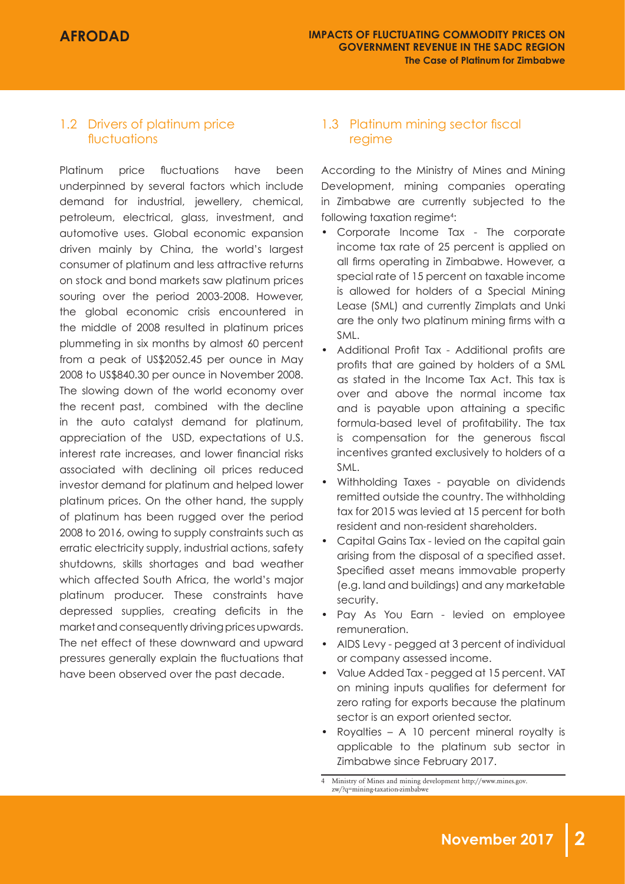## 1.2 Drivers of platinum price fluctuations

Platinum price fluctuations have been underpinned by several factors which include demand for industrial, jewellery, chemical, petroleum, electrical, glass, investment, and automotive uses. Global economic expansion driven mainly by China, the world's largest consumer of platinum and less attractive returns on stock and bond markets saw platinum prices souring over the period 2003-2008. However, the global economic crisis encountered in the middle of 2008 resulted in platinum prices plummeting in six months by almost 60 percent from a peak of US$2052.45 per ounce in May 2008 to US$840.30 per ounce in November 2008. The slowing down of the world economy over the recent past, combined with the decline in the auto catalyst demand for platinum, appreciation of the USD, expectations of U.S. interest rate increases, and lower financial risks associated with declining oil prices reduced investor demand for platinum and helped lower platinum prices. On the other hand, the supply of platinum has been rugged over the period 2008 to 2016, owing to supply constraints such as erratic electricity supply, industrial actions, safety shutdowns, skills shortages and bad weather which affected South Africa, the world's major platinum producer. These constraints have depressed supplies, creating deficits in the market and consequently driving prices upwards. The net effect of these downward and upward pressures generally explain the fluctuations that have been observed over the past decade.

## 1.3 Platinum mining sector fiscal regime

According to the Ministry of Mines and Mining Development, mining companies operating in Zimbabwe are currently subjected to the following taxation regime[4]:

- Corporate Income Tax - The corporate income tax rate of 25 percent is applied on all firms operating in Zimbabwe. However, a special rate of 15 percent on taxable income is allowed for holders of a Special Mining Lease (SML) and currently Zimplats and Unki are the only two platinum mining firms with a SML.
- Additional Profit Tax - Additional profits are profits that are gained by holders of a SML as stated in the Income Tax Act. This tax is over and above the normal income tax and is payable upon attaining a specific formula-based level of profitability. The tax is compensation for the generous fiscal incentives granted exclusively to holders of a SML.
- Withholding Taxes - payable on dividends remitted outside the country. The withholding tax for 2015 was levied at 15 percent for both resident and non-resident shareholders.
- Capital Gains Tax - levied on the capital gain arising from the disposal of a specified asset. Specified asset means immovable property (e.g. land and buildings) and any marketable security.
- Pay As You Earn - levied on employee remuneration.
- AIDS Levy - pegged at 3 percent of individual or company assessed income.
- Value Added Tax - pegged at 15 percent. VAT on mining inputs qualifies for deferment for zero rating for exports because the platinum sector is an export oriented sector.
- Royalties – A 10 percent mineral royalty is applicable to the platinum sub sector in Zimbabwe since February 2017.

[4] Ministry of Mines and mining development http://www.mines.gov.zw/?q=mining-taxation-zimbabwe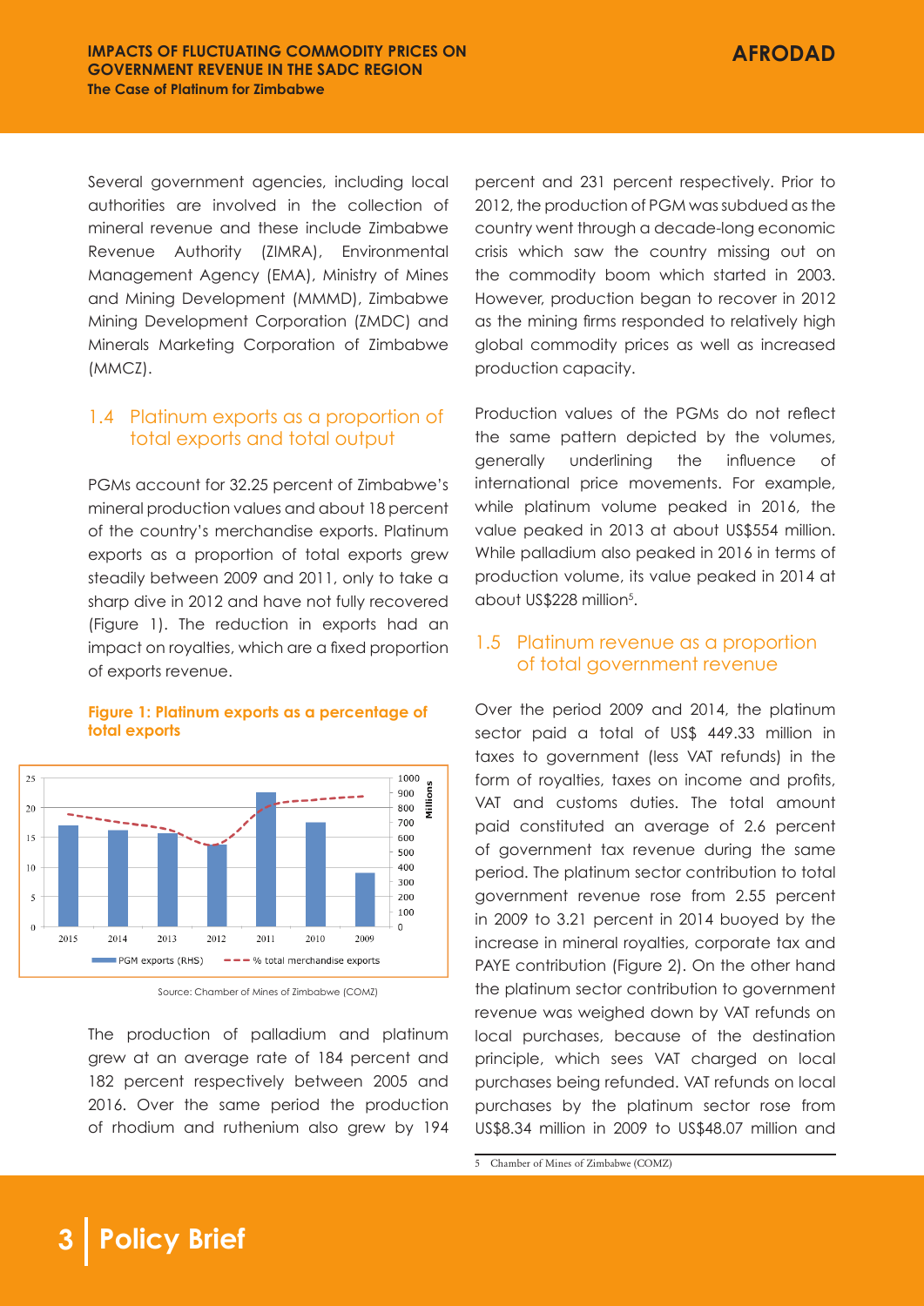Several government agencies, including local authorities are involved in the collection of mineral revenue and these include Zimbabwe Revenue Authority (ZIMRA), Environmental Management Agency (EMA), Ministry of Mines and Mining Development (MMMD), Zimbabwe Mining Development Corporation (ZMDC) and Minerals Marketing Corporation of Zimbabwe (MMCZ).

## 1.4 Platinum exports as a proportion of total exports and total output

PGMs account for 32.25 percent of Zimbabwe's mineral production values and about 18 percent of the country's merchandise exports. Platinum exports as a proportion of total exports grew steadily between 2009 and 2011, only to take a sharp dive in 2012 and have not fully recovered (Figure 1). The reduction in exports had an impact on royalties, which are a fixed proportion of exports revenue.

**Figure 1: Platinum exports as a percentage of total exports**

Source: Chamber of Mines of Zimbabwe (COMZ)

The production of palladium and platinum grew at an average rate of 184 percent and 182 percent respectively between 2005 and 2016. Over the same period the production of rhodium and ruthenium also grew by 194 percent and 231 percent respectively. Prior to 2012, the production of PGM was subdued as the country went through a decade-long economic crisis which saw the country missing out on the commodity boom which started in 2003. However, production began to recover in 2012 as the mining firms responded to relatively high global commodity prices as well as increased production capacity.

Production values of the PGMs do not reflect the same pattern depicted by the volumes, generally underlining the influence of international price movements. For example, while platinum volume peaked in 2016, the value peaked in 2013 at about US$554 million. While palladium also peaked in 2016 in terms of production volume, its value peaked in 2014 at about US$228 million[5].

## 1.5 Platinum revenue as a proportion of total government revenue

Over the period 2009 and 2014, the platinum sector paid a total of US$ 449.33 million in taxes to government (less VAT refunds) in the form of royalties, taxes on income and profits, VAT and customs duties. The total amount paid constituted an average of 2.6 percent of government tax revenue during the same period. The platinum sector contribution to total government revenue rose from 2.55 percent in 2009 to 3.21 percent in 2014 buoyed by the increase in mineral royalties, corporate tax and PAYE contribution (Figure 2). On the other hand the platinum sector contribution to government revenue was weighed down by VAT refunds on local purchases, because of the destination principle, which sees VAT charged on local purchases being refunded. VAT refunds on local purchases by the platinum sector rose from US$8.34 million in 2009 to US$48.07 million and

[5] Chamber of Mines of Zimbabwe (COMZ)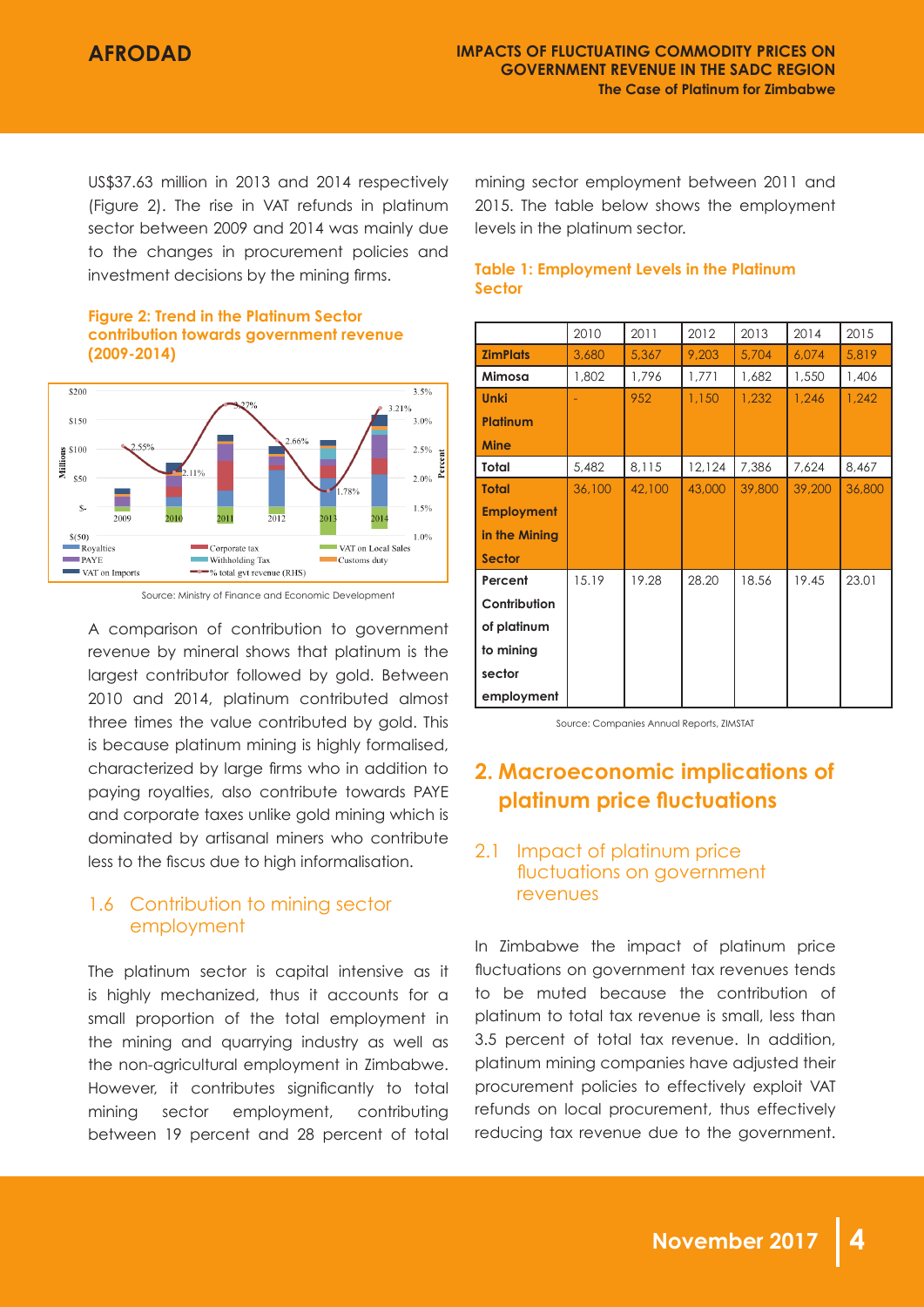US$37.63 million in 2013 and 2014 respectively (Figure 2). The rise in VAT refunds in platinum sector between 2009 and 2014 was mainly due to the changes in procurement policies and investment decisions by the mining firms.

**Figure 2: Trend in the Platinum Sector contribution towards government revenue (2009-2014)**

Source: Ministry of Finance and Economic Development

A comparison of contribution to government revenue by mineral shows that platinum is the largest contributor followed by gold. Between 2010 and 2014, platinum contributed almost three times the value contributed by gold. This is because platinum mining is highly formalised, characterized by large firms who in addition to paying royalties, also contribute towards PAYE and corporate taxes unlike gold mining which is dominated by artisanal miners who contribute less to the fiscus due to high informalisation.

### 1.6 Contribution to mining sector employment

The platinum sector is capital intensive as it is highly mechanized, thus it accounts for a small proportion of the total employment in the mining and quarrying industry as well as the non-agricultural employment in Zimbabwe. However, it contributes significantly to total mining sector employment, contributing between 19 percent and 28 percent of total mining sector employment between 2011 and 2015. The table below shows the employment levels in the platinum sector.

**Table 1: Employment Levels in the Platinum Sector**

| | 2010 | 2011 | 2012 | 2013 | 2014 | 2015 |
|---|---|---|---|---|---|---|
| **ZimPlats** | 3,680 | 5,367 | 9,203 | 5,704 | 6,074 | 5,819 |
| **Mimosa** | 1,802 | 1,796 | 1,771 | 1,682 | 1,550 | 1,406 |
| **Unki Platinum Mine** | - | 952 | 1,150 | 1,232 | 1,246 | 1,242 |
| **Total** | 5,482 | 8,115 | 12,124 | 7,386 | 7,624 | 8,467 |
| **Total Employment in the Mining Sector** | 36,100 | 42,100 | 43,000 | 39,800 | 39,200 | 36,800 |
| **Percent Contribution of platinum to mining sector employment** | 15.19 | 19.28 | 28.20 | 18.56 | 19.45 | 23.01 |

Source: Companies Annual Reports, ZIMSTAT

## 2. Macroeconomic implications of platinum price fluctuations

### 2.1 Impact of platinum price fluctuations on government revenues

In Zimbabwe the impact of platinum price fluctuations on government tax revenues tends to be muted because the contribution of platinum to total tax revenue is small, less than 3.5 percent of total tax revenue. In addition, platinum mining companies have adjusted their procurement policies to effectively exploit VAT refunds on local procurement, thus effectively reducing tax revenue due to the government.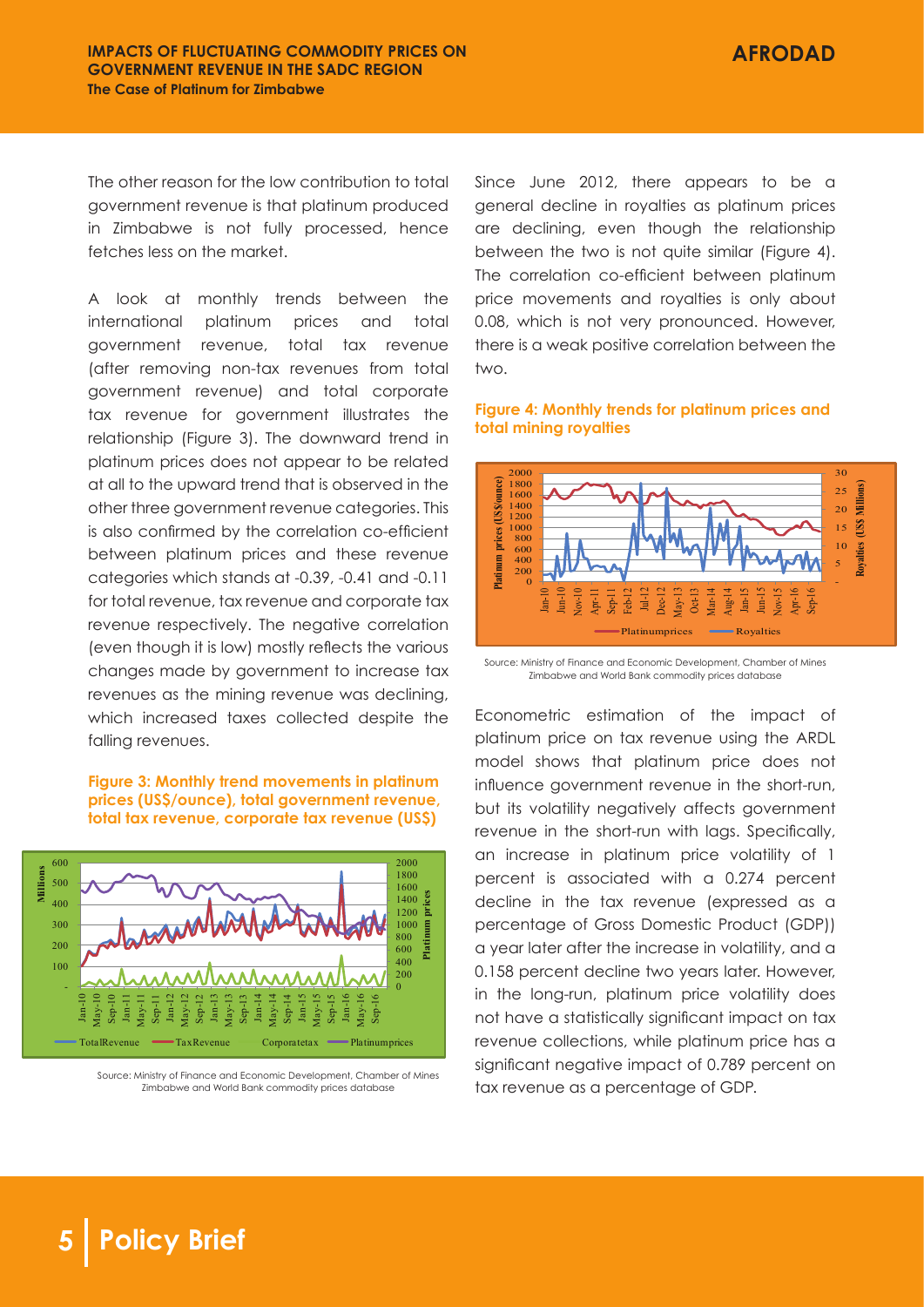The other reason for the low contribution to total government revenue is that platinum produced in Zimbabwe is not fully processed, hence fetches less on the market.

A look at monthly trends between the international platinum prices and total government revenue, total tax revenue (after removing non-tax revenues from total government revenue) and total corporate tax revenue for government illustrates the relationship (Figure 3). The downward trend in platinum prices does not appear to be related at all to the upward trend that is observed in the other three government revenue categories. This is also confirmed by the correlation co-efficient between platinum prices and these revenue categories which stands at -0.39, -0.41 and -0.11 for total revenue, tax revenue and corporate tax revenue respectively. The negative correlation (even though it is low) mostly reflects the various changes made by government to increase tax revenues as the mining revenue was declining, which increased taxes collected despite the falling revenues.

**Figure 3: Monthly trend movements in platinum prices (US$/ounce), total government revenue, total tax revenue, corporate tax revenue (US$)**

Source: Ministry of Finance and Economic Development, Chamber of Mines Zimbabwe and World Bank commodity prices database

Since June 2012, there appears to be a general decline in royalties as platinum prices are declining, even though the relationship between the two is not quite similar (Figure 4). The correlation co-efficient between platinum price movements and royalties is only about 0.08, which is not very pronounced. However, there is a weak positive correlation between the two.

**Figure 4: Monthly trends for platinum prices and total mining royalties**

Source: Ministry of Finance and Economic Development, Chamber of Mines Zimbabwe and World Bank commodity prices database

Econometric estimation of the impact of platinum price on tax revenue using the ARDL model shows that platinum price does not influence government revenue in the short-run, but its volatility negatively affects government revenue in the short-run with lags. Specifically, an increase in platinum price volatility of 1 percent is associated with a 0.274 percent decline in the tax revenue (expressed as a percentage of Gross Domestic Product (GDP)) a year later after the increase in volatility, and a 0.158 percent decline two years later. However, in the long-run, platinum price volatility does not have a statistically significant impact on tax revenue collections, while platinum price has a significant negative impact of 0.789 percent on tax revenue as a percentage of GDP.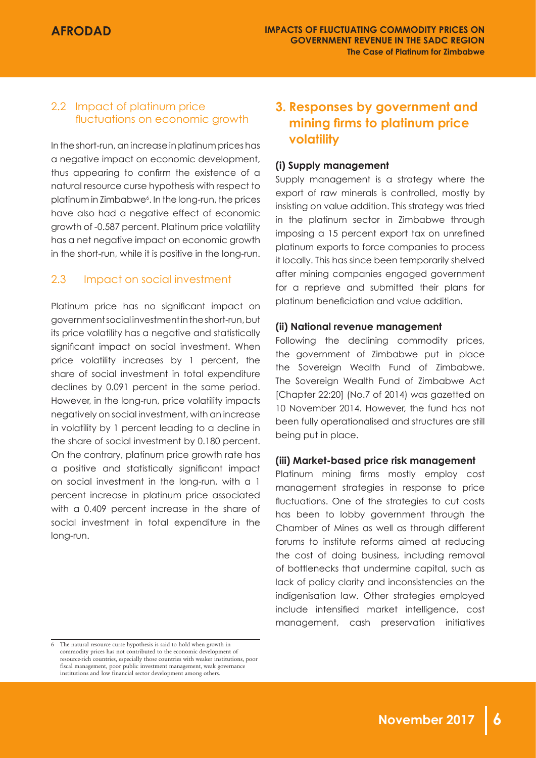### 2.2 Impact of platinum price fluctuations on economic growth

In the short-run, an increase in platinum prices has a negative impact on economic development, thus appearing to confirm the existence of a natural resource curse hypothesis with respect to platinum in Zimbabwe[6]. In the long-run, the prices have also had a negative effect of economic growth of -0.587 percent. Platinum price volatility has a net negative impact on economic growth in the short-run, while it is positive in the long-run.

### 2.3 Impact on social investment

Platinum price has no significant impact on government social investment in the short-run, but its price volatility has a negative and statistically significant impact on social investment. When price volatility increases by 1 percent, the share of social investment in total expenditure declines by 0.091 percent in the same period. However, in the long-run, price volatility impacts negatively on social investment, with an increase in volatility by 1 percent leading to a decline in the share of social investment by 0.180 percent. On the contrary, platinum price growth rate has a positive and statistically significant impact on social investment in the long-run, with a 1 percent increase in platinum price associated with a 0.409 percent increase in the share of social investment in total expenditure in the long-run.

## 3. Responses by government and mining firms to platinum price volatility

**(i) Supply management**

Supply management is a strategy where the export of raw minerals is controlled, mostly by insisting on value addition. This strategy was tried in the platinum sector in Zimbabwe through imposing a 15 percent export tax on unrefined platinum exports to force companies to process it locally. This has since been temporarily shelved after mining companies engaged government for a reprieve and submitted their plans for platinum beneficiation and value addition.

**(ii) National revenue management**

Following the declining commodity prices, the government of Zimbabwe put in place the Sovereign Wealth Fund of Zimbabwe. The Sovereign Wealth Fund of Zimbabwe Act [Chapter 22:20] (No.7 of 2014) was gazetted on 10 November 2014. However, the fund has not been fully operationalised and structures are still being put in place.

**(iii) Market-based price risk management**

Platinum mining firms mostly employ cost management strategies in response to price fluctuations. One of the strategies to cut costs has been to lobby government through the Chamber of Mines as well as through different forums to institute reforms aimed at reducing the cost of doing business, including removal of bottlenecks that undermine capital, such as lack of policy clarity and inconsistencies on the indigenisation law. Other strategies employed include intensified market intelligence, cost management, cash preservation initiatives

---

6 The natural resource curse hypothesis is said to hold when growth in commodity prices has not contributed to the economic development of resource-rich countries, especially those countries with weaker institutions, poor fiscal management, poor public investment management, weak governance institutions and low financial sector development among others.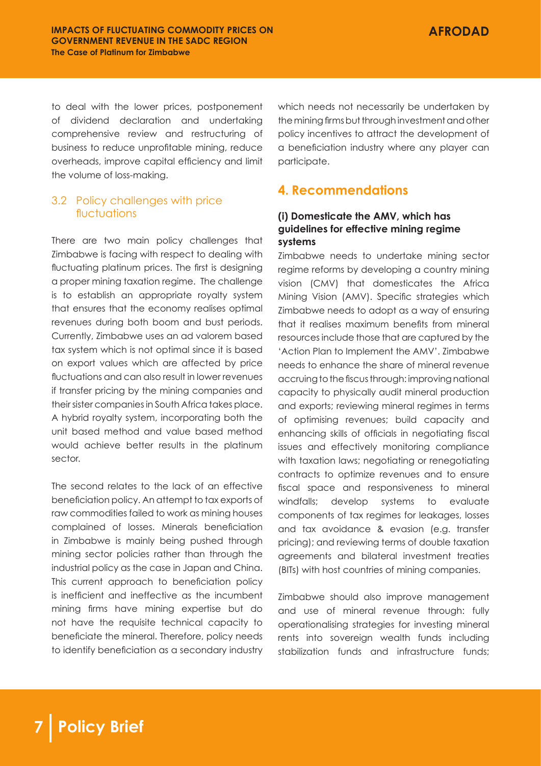to deal with the lower prices, postponement of dividend declaration and undertaking comprehensive review and restructuring of business to reduce unprofitable mining, reduce overheads, improve capital efficiency and limit the volume of loss-making.

### 3.2 Policy challenges with price fluctuations

There are two main policy challenges that Zimbabwe is facing with respect to dealing with fluctuating platinum prices. The first is designing a proper mining taxation regime. The challenge is to establish an appropriate royalty system that ensures that the economy realises optimal revenues during both boom and bust periods. Currently, Zimbabwe uses an ad valorem based tax system which is not optimal since it is based on export values which are affected by price fluctuations and can also result in lower revenues if transfer pricing by the mining companies and their sister companies in South Africa takes place. A hybrid royalty system, incorporating both the unit based method and value based method would achieve better results in the platinum sector.

The second relates to the lack of an effective beneficiation policy. An attempt to tax exports of raw commodities failed to work as mining houses complained of losses. Minerals beneficiation in Zimbabwe is mainly being pushed through mining sector policies rather than through the industrial policy as the case in Japan and China. This current approach to beneficiation policy is inefficient and ineffective as the incumbent mining firms have mining expertise but do not have the requisite technical capacity to beneficiate the mineral. Therefore, policy needs to identify beneficiation as a secondary industry which needs not necessarily be undertaken by the mining firms but through investment and other policy incentives to attract the development of a beneficiation industry where any player can participate.

## 4. Recommendations

**(i) Domesticate the AMV, which has guidelines for effective mining regime systems**

Zimbabwe needs to undertake mining sector regime reforms by developing a country mining vision (CMV) that domesticates the Africa Mining Vision (AMV). Specific strategies which Zimbabwe needs to adopt as a way of ensuring that it realises maximum benefits from mineral resources include those that are captured by the 'Action Plan to Implement the AMV'. Zimbabwe needs to enhance the share of mineral revenue accruing to the fiscus through: improving national capacity to physically audit mineral production and exports; reviewing mineral regimes in terms of optimising revenues; build capacity and enhancing skills of officials in negotiating fiscal issues and effectively monitoring compliance with taxation laws; negotiating or renegotiating contracts to optimize revenues and to ensure fiscal space and responsiveness to mineral windfalls; develop systems to evaluate components of tax regimes for leakages, losses and tax avoidance & evasion (e.g. transfer pricing); and reviewing terms of double taxation agreements and bilateral investment treaties (BITs) with host countries of mining companies.

Zimbabwe should also improve management and use of mineral revenue through: fully operationalising strategies for investing mineral rents into sovereign wealth funds including stabilization funds and infrastructure funds;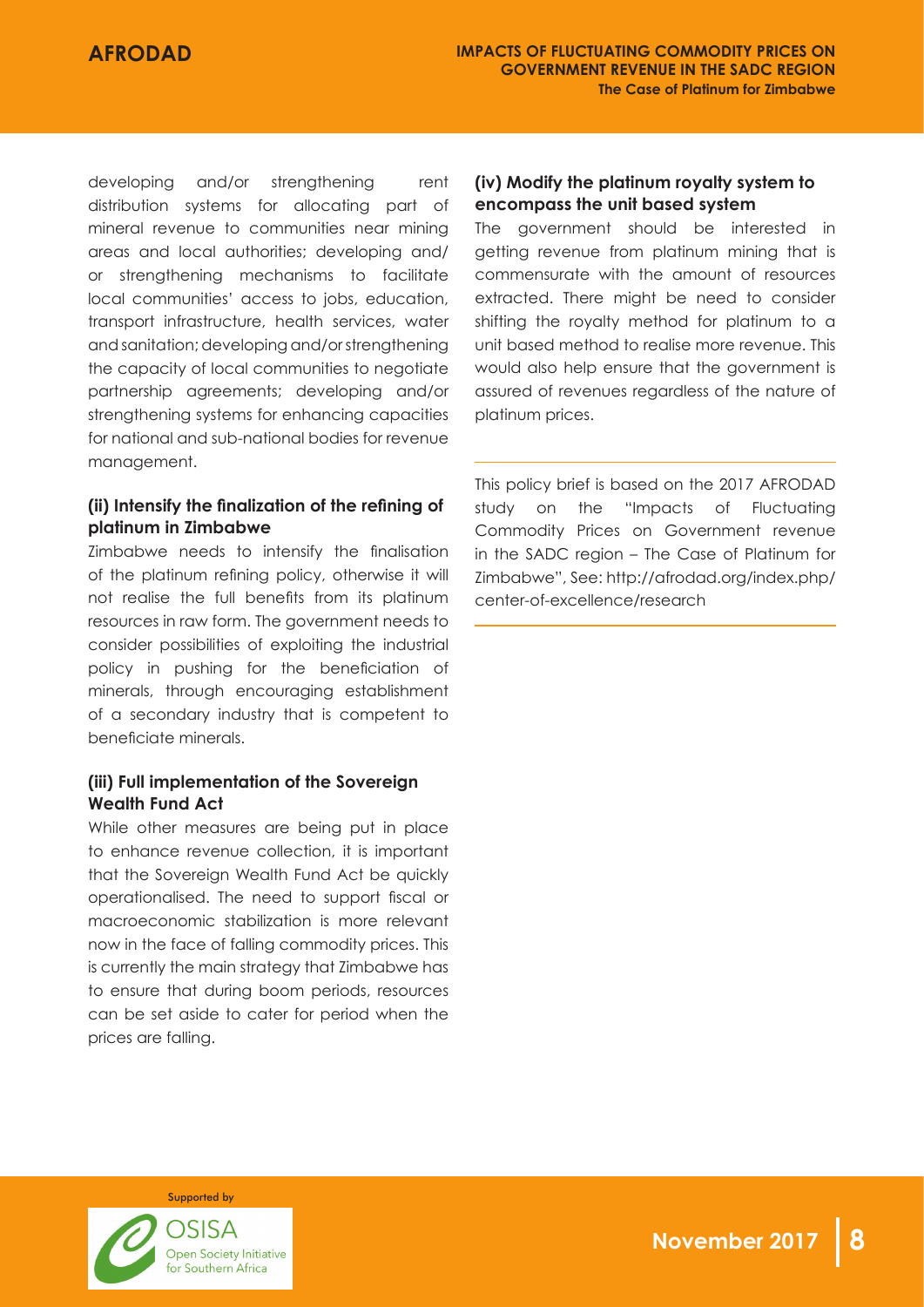developing and/or strengthening rent distribution systems for allocating part of mineral revenue to communities near mining areas and local authorities; developing and/or strengthening mechanisms to facilitate local communities' access to jobs, education, transport infrastructure, health services, water and sanitation; developing and/or strengthening the capacity of local communities to negotiate partnership agreements; developing and/or strengthening systems for enhancing capacities for national and sub-national bodies for revenue management.

### (ii) Intensify the finalization of the refining of platinum in Zimbabwe

Zimbabwe needs to intensify the finalisation of the platinum refining policy, otherwise it will not realise the full benefits from its platinum resources in raw form. The government needs to consider possibilities of exploiting the industrial policy in pushing for the beneficiation of minerals, through encouraging establishment of a secondary industry that is competent to beneficiate minerals.

### (iii) Full implementation of the Sovereign Wealth Fund Act

While other measures are being put in place to enhance revenue collection, it is important that the Sovereign Wealth Fund Act be quickly operationalised. The need to support fiscal or macroeconomic stabilization is more relevant now in the face of falling commodity prices. This is currently the main strategy that Zimbabwe has to ensure that during boom periods, resources can be set aside to cater for period when the prices are falling.

### (iv) Modify the platinum royalty system to encompass the unit based system

The government should be interested in getting revenue from platinum mining that is commensurate with the amount of resources extracted. There might be need to consider shifting the royalty method for platinum to a unit based method to realise more revenue. This would also help ensure that the government is assured of revenues regardless of the nature of platinum prices.

---

This policy brief is based on the 2017 AFRODAD study on the "Impacts of Fluctuating Commodity Prices on Government revenue in the SADC region – The Case of Platinum for Zimbabwe", See: http://afrodad.org/index.php/center-of-excellence/research

---

Supported by

OSISA
Open Society Initiative for Southern Africa

November 2017